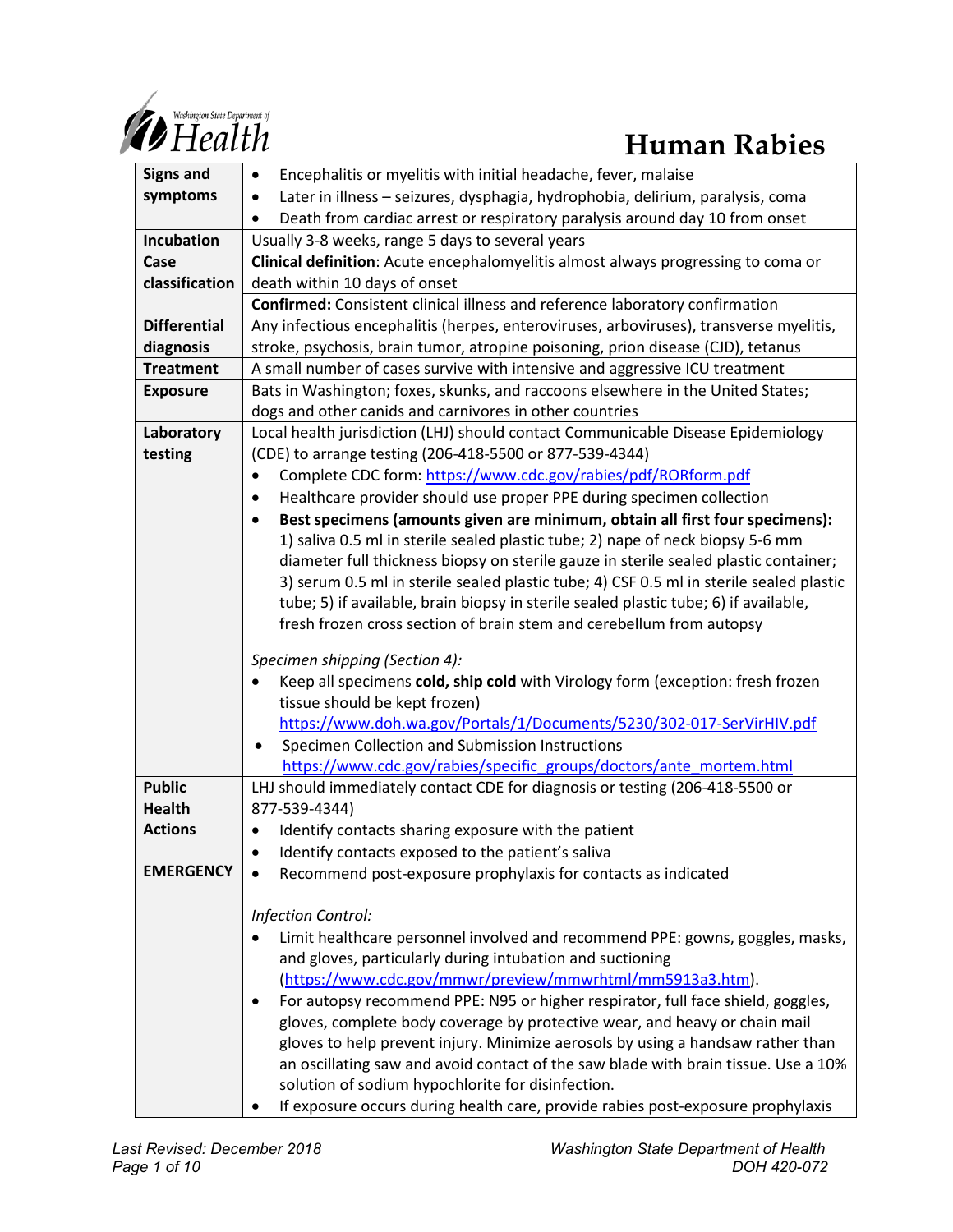# Human Rabies

| | |
|---|---|
| **Signs and symptoms** | • Encephalitis or myelitis with initial headache, fever, malaise<br>• Later in illness – seizures, dysphagia, hydrophobia, delirium, paralysis, coma<br>• Death from cardiac arrest or respiratory paralysis around day 10 from onset |
| **Incubation** | Usually 3-8 weeks, range 5 days to several years |
| **Case classification** | **Clinical definition**: Acute encephalomyelitis almost always progressing to coma or death within 10 days of onset<br>**Confirmed:** Consistent clinical illness and reference laboratory confirmation |
| **Differential diagnosis** | Any infectious encephalitis (herpes, enteroviruses, arboviruses), transverse myelitis, stroke, psychosis, brain tumor, atropine poisoning, prion disease (CJD), tetanus |
| **Treatment** | A small number of cases survive with intensive and aggressive ICU treatment |
| **Exposure** | Bats in Washington; foxes, skunks, and raccoons elsewhere in the United States; dogs and other canids and carnivores in other countries |
| **Laboratory testing** | Local health jurisdiction (LHJ) should contact Communicable Disease Epidemiology (CDE) to arrange testing (206-418-5500 or 877-539-4344)<br>• Complete CDC form: https://www.cdc.gov/rabies/pdf/RORform.pdf<br>• Healthcare provider should use proper PPE during specimen collection<br>• **Best specimens (amounts given are minimum, obtain all first four specimens):** 1) saliva 0.5 ml in sterile sealed plastic tube; 2) nape of neck biopsy 5-6 mm diameter full thickness biopsy on sterile gauze in sterile sealed plastic container; 3) serum 0.5 ml in sterile sealed plastic tube; 4) CSF 0.5 ml in sterile sealed plastic tube; 5) if available, brain biopsy in sterile sealed plastic tube; 6) if available, fresh frozen cross section of brain stem and cerebellum from autopsy<br><br>*Specimen shipping (Section 4):*<br>• Keep all specimens **cold, ship cold** with Virology form (exception: fresh frozen tissue should be kept frozen) https://www.doh.wa.gov/Portals/1/Documents/5230/302-017-SerVirHIV.pdf<br>• Specimen Collection and Submission Instructions https://www.cdc.gov/rabies/specific_groups/doctors/ante_mortem.html |
| **Public Health Actions**<br><br>**EMERGENCY** | LHJ should immediately contact CDE for diagnosis or testing (206-418-5500 or 877-539-4344)<br>• Identify contacts sharing exposure with the patient<br>• Identify contacts exposed to the patient's saliva<br>• Recommend post-exposure prophylaxis for contacts as indicated<br><br>*Infection Control:*<br>• Limit healthcare personnel involved and recommend PPE: gowns, goggles, masks, and gloves, particularly during intubation and suctioning (https://www.cdc.gov/mmwr/preview/mmwrhtml/mm5913a3.htm).<br>• For autopsy recommend PPE: N95 or higher respirator, full face shield, goggles, gloves, complete body coverage by protective wear, and heavy or chain mail gloves to help prevent injury. Minimize aerosols by using a handsaw rather than an oscillating saw and avoid contact of the saw blade with brain tissue. Use a 10% solution of sodium hypochlorite for disinfection.<br>• If exposure occurs during health care, provide rabies post-exposure prophylaxis |

Last Revised: December 2018

Washington State Department of Health
DOH 420-072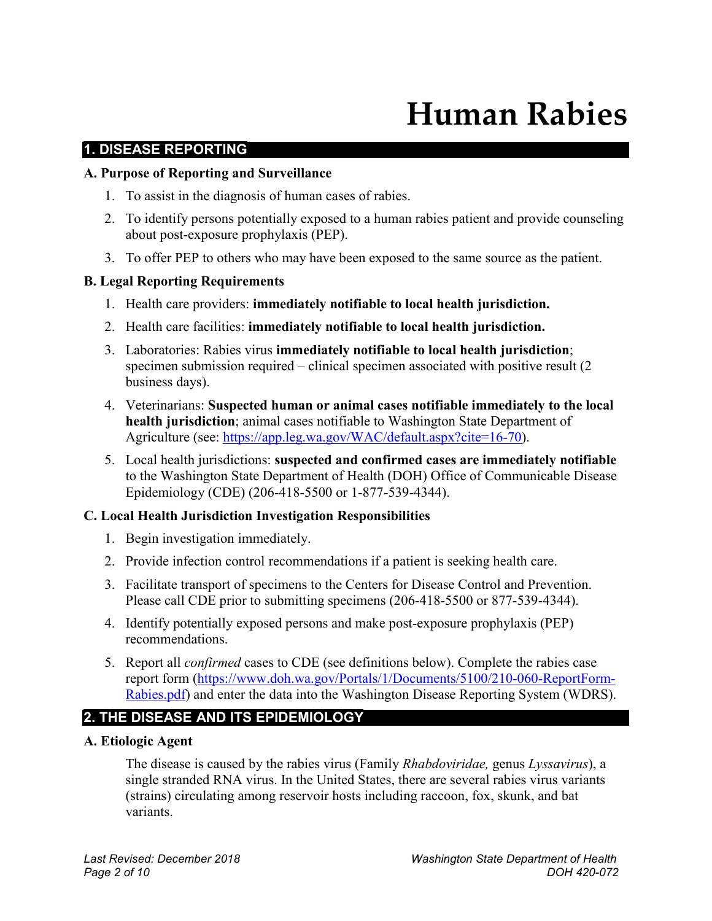# Human Rabies

## 1. DISEASE REPORTING

### A. Purpose of Reporting and Surveillance

1. To assist in the diagnosis of human cases of rabies.
2. To identify persons potentially exposed to a human rabies patient and provide counseling about post-exposure prophylaxis (PEP).
3. To offer PEP to others who may have been exposed to the same source as the patient.

### B. Legal Reporting Requirements

1. Health care providers: **immediately notifiable to local health jurisdiction.**
2. Health care facilities: **immediately notifiable to local health jurisdiction.**
3. Laboratories: Rabies virus **immediately notifiable to local health jurisdiction**; specimen submission required – clinical specimen associated with positive result (2 business days).
4. Veterinarians: **Suspected human or animal cases notifiable immediately to the local health jurisdiction**; animal cases notifiable to Washington State Department of Agriculture (see: [https://app.leg.wa.gov/WAC/default.aspx?cite=16-70](https://app.leg.wa.gov/WAC/default.aspx?cite=16-70)).
5. Local health jurisdictions: **suspected and confirmed cases are immediately notifiable** to the Washington State Department of Health (DOH) Office of Communicable Disease Epidemiology (CDE) (206-418-5500 or 1-877-539-4344).

### C. Local Health Jurisdiction Investigation Responsibilities

1. Begin investigation immediately.
2. Provide infection control recommendations if a patient is seeking health care.
3. Facilitate transport of specimens to the Centers for Disease Control and Prevention. Please call CDE prior to submitting specimens (206-418-5500 or 877-539-4344).
4. Identify potentially exposed persons and make post-exposure prophylaxis (PEP) recommendations.
5. Report all *confirmed* cases to CDE (see definitions below). Complete the rabies case report form ([https://www.doh.wa.gov/Portals/1/Documents/5100/210-060-ReportForm-Rabies.pdf](https://www.doh.wa.gov/Portals/1/Documents/5100/210-060-ReportForm-Rabies.pdf)) and enter the data into the Washington Disease Reporting System (WDRS).

## 2. THE DISEASE AND ITS EPIDEMIOLOGY

### A. Etiologic Agent

The disease is caused by the rabies virus (Family *Rhabdoviridae,* genus *Lyssavirus*), a single stranded RNA virus. In the United States, there are several rabies virus variants (strains) circulating among reservoir hosts including raccoon, fox, skunk, and bat variants.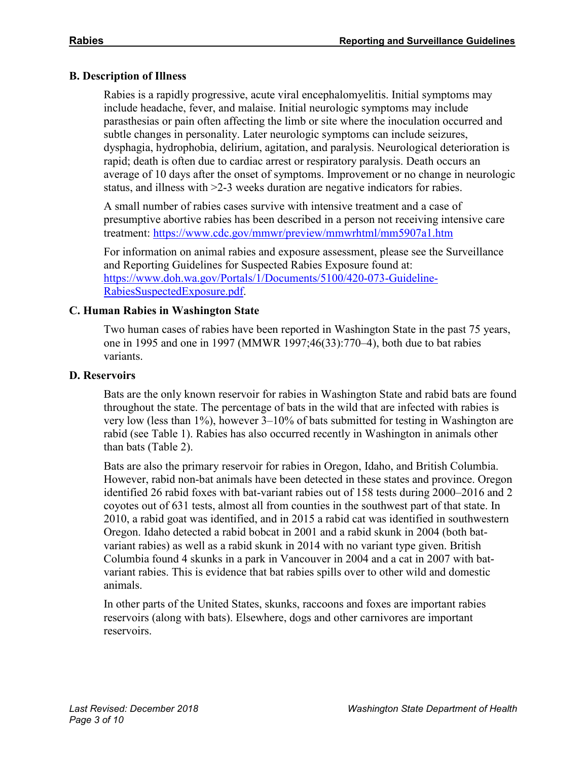## B. Description of Illness

Rabies is a rapidly progressive, acute viral encephalomyelitis. Initial symptoms may include headache, fever, and malaise. Initial neurologic symptoms may include parasthesias or pain often affecting the limb or site where the inoculation occurred and subtle changes in personality. Later neurologic symptoms can include seizures, dysphagia, hydrophobia, delirium, agitation, and paralysis. Neurological deterioration is rapid; death is often due to cardiac arrest or respiratory paralysis. Death occurs an average of 10 days after the onset of symptoms. Improvement or no change in neurologic status, and illness with >2-3 weeks duration are negative indicators for rabies.

A small number of rabies cases survive with intensive treatment and a case of presumptive abortive rabies has been described in a person not receiving intensive care treatment: https://www.cdc.gov/mmwr/preview/mmwrhtml/mm5907a1.htm

For information on animal rabies and exposure assessment, please see the Surveillance and Reporting Guidelines for Suspected Rabies Exposure found at: https://www.doh.wa.gov/Portals/1/Documents/5100/420-073-Guideline-RabiesSuspectedExposure.pdf.

## C. Human Rabies in Washington State

Two human cases of rabies have been reported in Washington State in the past 75 years, one in 1995 and one in 1997 (MMWR 1997;46(33):770–4), both due to bat rabies variants.

## D. Reservoirs

Bats are the only known reservoir for rabies in Washington State and rabid bats are found throughout the state. The percentage of bats in the wild that are infected with rabies is very low (less than 1%), however 3–10% of bats submitted for testing in Washington are rabid (see Table 1). Rabies has also occurred recently in Washington in animals other than bats (Table 2).

Bats are also the primary reservoir for rabies in Oregon, Idaho, and British Columbia. However, rabid non-bat animals have been detected in these states and province. Oregon identified 26 rabid foxes with bat-variant rabies out of 158 tests during 2000–2016 and 2 coyotes out of 631 tests, almost all from counties in the southwest part of that state. In 2010, a rabid goat was identified, and in 2015 a rabid cat was identified in southwestern Oregon. Idaho detected a rabid bobcat in 2001 and a rabid skunk in 2004 (both bat-variant rabies) as well as a rabid skunk in 2014 with no variant type given. British Columbia found 4 skunks in a park in Vancouver in 2004 and a cat in 2007 with bat-variant rabies. This is evidence that bat rabies spills over to other wild and domestic animals.

In other parts of the United States, skunks, raccoons and foxes are important rabies reservoirs (along with bats). Elsewhere, dogs and other carnivores are important reservoirs.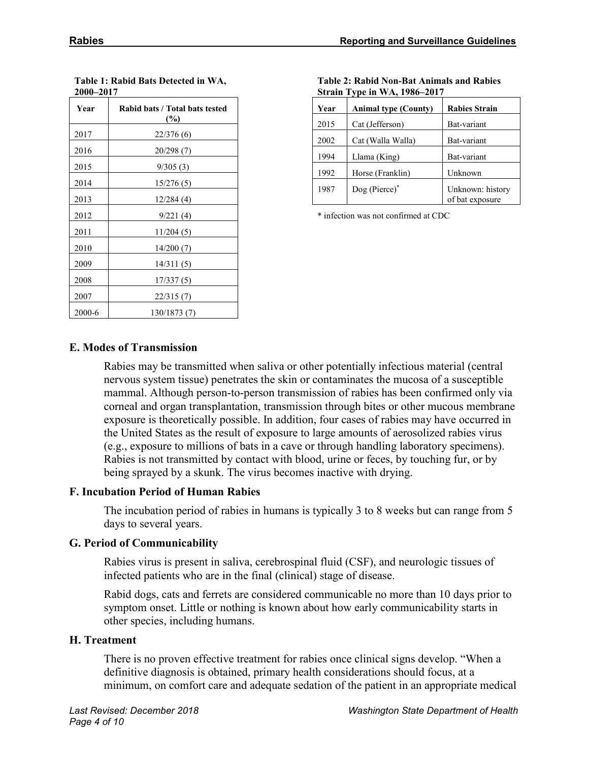**Table 1: Rabid Bats Detected in WA, 2000–2017**

| Year | Rabid bats / Total bats tested (%) |
|---|---|
| 2017 | 22/376 (6) |
| 2016 | 20/298 (7) |
| 2015 | 9/305 (3) |
| 2014 | 15/276 (5) |
| 2013 | 12/284 (4) |
| 2012 | 9/221 (4) |
| 2011 | 11/204 (5) |
| 2010 | 14/200 (7) |
| 2009 | 14/311 (5) |
| 2008 | 17/337 (5) |
| 2007 | 22/315 (7) |
| 2000-6 | 130/1873 (7) |

**Table 2: Rabid Non-Bat Animals and Rabies Strain Type in WA, 1986–2017**

| Year | Animal type (County) | Rabies Strain |
|---|---|---|
| 2015 | Cat (Jefferson) | Bat-variant |
| 2002 | Cat (Walla Walla) | Bat-variant |
| 1994 | Llama (King) | Bat-variant |
| 1992 | Horse (Franklin) | Unknown |
| 1987 | Dog (Pierce)* | Unknown: history of bat exposure |

* infection was not confirmed at CDC

### E. Modes of Transmission

Rabies may be transmitted when saliva or other potentially infectious material (central nervous system tissue) penetrates the skin or contaminates the mucosa of a susceptible mammal. Although person-to-person transmission of rabies has been confirmed only via corneal and organ transplantation, transmission through bites or other mucous membrane exposure is theoretically possible. In addition, four cases of rabies may have occurred in the United States as the result of exposure to large amounts of aerosolized rabies virus (e.g., exposure to millions of bats in a cave or through handling laboratory specimens). Rabies is not transmitted by contact with blood, urine or feces, by touching fur, or by being sprayed by a skunk. The virus becomes inactive with drying.

### F. Incubation Period of Human Rabies

The incubation period of rabies in humans is typically 3 to 8 weeks but can range from 5 days to several years.

### G. Period of Communicability

Rabies virus is present in saliva, cerebrospinal fluid (CSF), and neurologic tissues of infected patients who are in the final (clinical) stage of disease.

Rabid dogs, cats and ferrets are considered communicable no more than 10 days prior to symptom onset. Little or nothing is known about how early communicability starts in other species, including humans.

### H. Treatment

There is no proven effective treatment for rabies once clinical signs develop. "When a definitive diagnosis is obtained, primary health considerations should focus, at a minimum, on comfort care and adequate sedation of the patient in an appropriate medical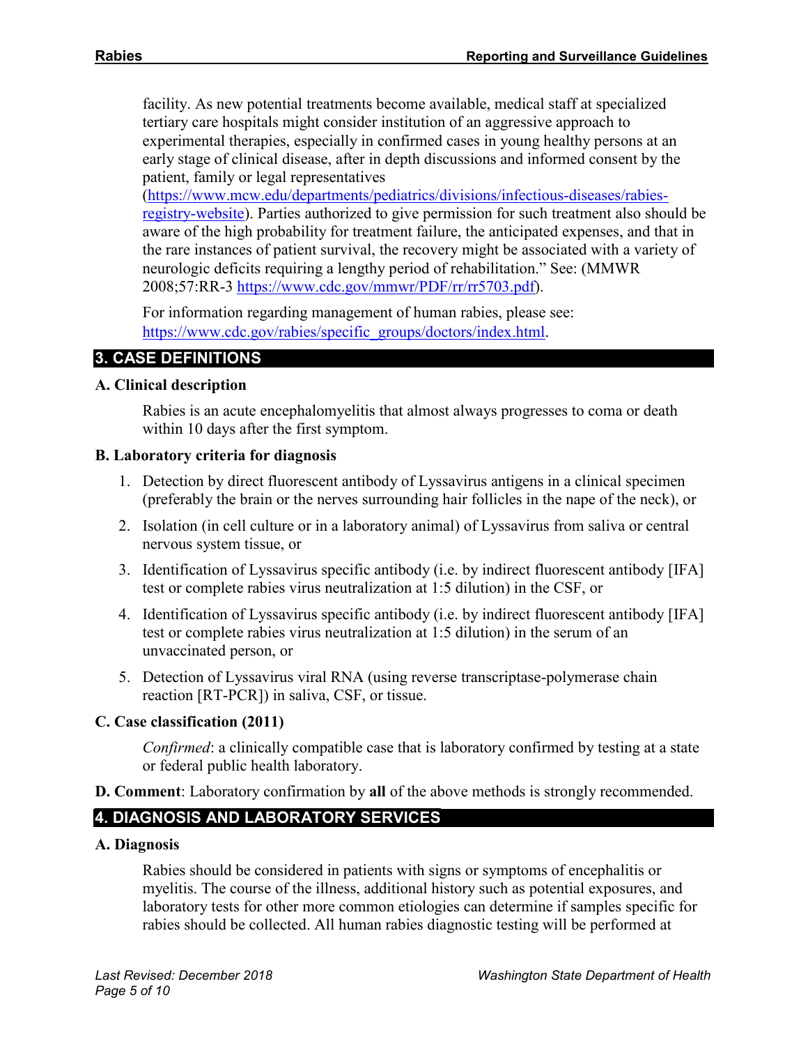facility. As new potential treatments become available, medical staff at specialized tertiary care hospitals might consider institution of an aggressive approach to experimental therapies, especially in confirmed cases in young healthy persons at an early stage of clinical disease, after in depth discussions and informed consent by the patient, family or legal representatives (https://www.mcw.edu/departments/pediatrics/divisions/infectious-diseases/rabies-registry-website). Parties authorized to give permission for such treatment also should be aware of the high probability for treatment failure, the anticipated expenses, and that in the rare instances of patient survival, the recovery might be associated with a variety of neurologic deficits requiring a lengthy period of rehabilitation." See: (MMWR 2008;57:RR-3 https://www.cdc.gov/mmwr/PDF/rr/rr5703.pdf).

For information regarding management of human rabies, please see: https://www.cdc.gov/rabies/specific_groups/doctors/index.html.

## 3. CASE DEFINITIONS

### A. Clinical description

Rabies is an acute encephalomyelitis that almost always progresses to coma or death within 10 days after the first symptom.

### B. Laboratory criteria for diagnosis

1. Detection by direct fluorescent antibody of Lyssavirus antigens in a clinical specimen (preferably the brain or the nerves surrounding hair follicles in the nape of the neck), or
2. Isolation (in cell culture or in a laboratory animal) of Lyssavirus from saliva or central nervous system tissue, or
3. Identification of Lyssavirus specific antibody (i.e. by indirect fluorescent antibody [IFA] test or complete rabies virus neutralization at 1:5 dilution) in the CSF, or
4. Identification of Lyssavirus specific antibody (i.e. by indirect fluorescent antibody [IFA] test or complete rabies virus neutralization at 1:5 dilution) in the serum of an unvaccinated person, or
5. Detection of Lyssavirus viral RNA (using reverse transcriptase-polymerase chain reaction [RT-PCR]) in saliva, CSF, or tissue.

### C. Case classification (2011)

*Confirmed*: a clinically compatible case that is laboratory confirmed by testing at a state or federal public health laboratory.

**D. Comment**: Laboratory confirmation by **all** of the above methods is strongly recommended.

## 4. DIAGNOSIS AND LABORATORY SERVICES

### A. Diagnosis

Rabies should be considered in patients with signs or symptoms of encephalitis or myelitis. The course of the illness, additional history such as potential exposures, and laboratory tests for other more common etiologies can determine if samples specific for rabies should be collected. All human rabies diagnostic testing will be performed at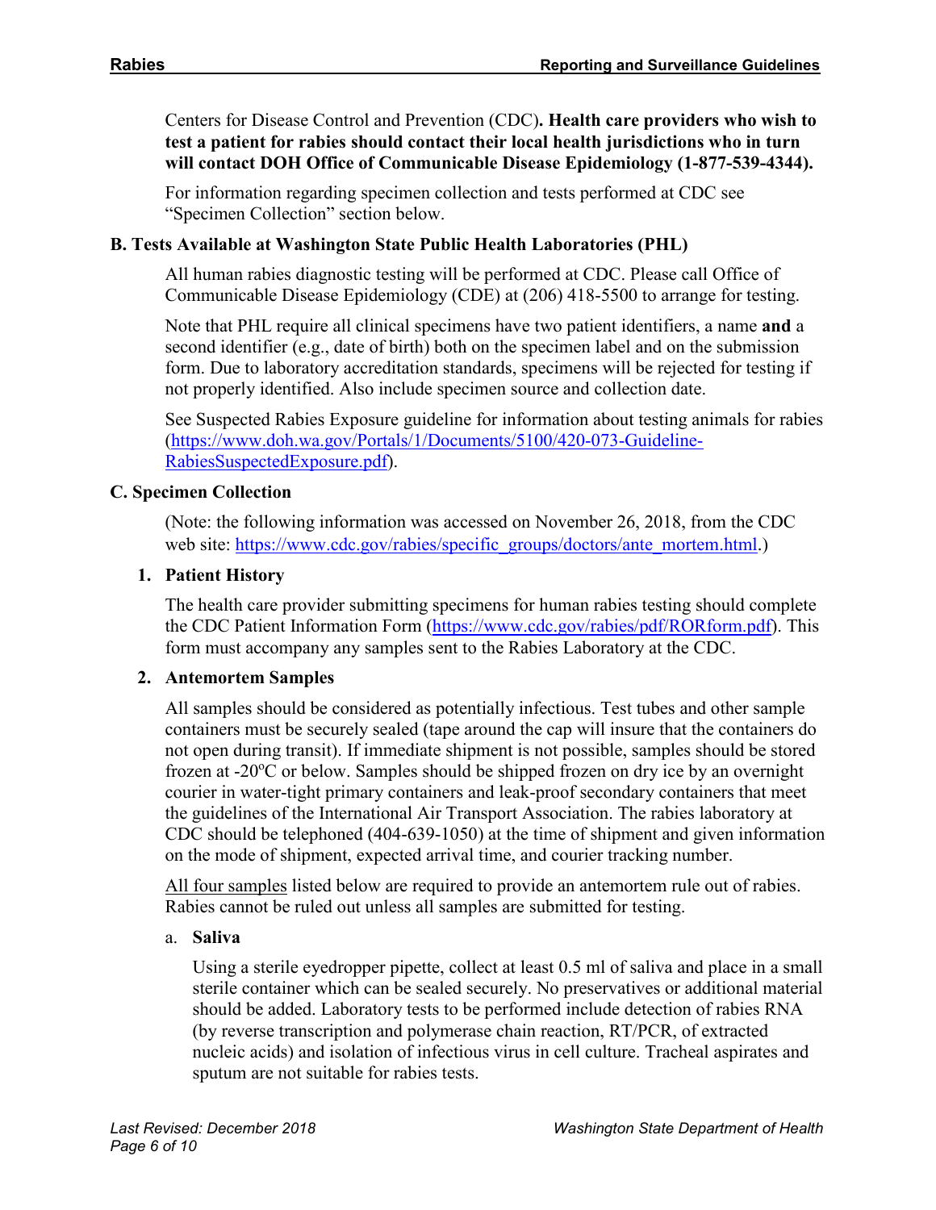Centers for Disease Control and Prevention (CDC)**. Health care providers who wish to test a patient for rabies should contact their local health jurisdictions who in turn will contact DOH Office of Communicable Disease Epidemiology (1-877-539-4344).**

For information regarding specimen collection and tests performed at CDC see "Specimen Collection" section below.

### B. Tests Available at Washington State Public Health Laboratories (PHL)

All human rabies diagnostic testing will be performed at CDC. Please call Office of Communicable Disease Epidemiology (CDE) at (206) 418-5500 to arrange for testing.

Note that PHL require all clinical specimens have two patient identifiers, a name **and** a second identifier (e.g., date of birth) both on the specimen label and on the submission form. Due to laboratory accreditation standards, specimens will be rejected for testing if not properly identified. Also include specimen source and collection date.

See Suspected Rabies Exposure guideline for information about testing animals for rabies (https://www.doh.wa.gov/Portals/1/Documents/5100/420-073-Guideline-RabiesSuspectedExposure.pdf).

### C. Specimen Collection

(Note: the following information was accessed on November 26, 2018, from the CDC web site: https://www.cdc.gov/rabies/specific_groups/doctors/ante_mortem.html.)

#### 1. Patient History

The health care provider submitting specimens for human rabies testing should complete the CDC Patient Information Form (https://www.cdc.gov/rabies/pdf/RORform.pdf). This form must accompany any samples sent to the Rabies Laboratory at the CDC.

#### 2. Antemortem Samples

All samples should be considered as potentially infectious. Test tubes and other sample containers must be securely sealed (tape around the cap will insure that the containers do not open during transit). If immediate shipment is not possible, samples should be stored frozen at -20°C or below. Samples should be shipped frozen on dry ice by an overnight courier in water-tight primary containers and leak-proof secondary containers that meet the guidelines of the International Air Transport Association. The rabies laboratory at CDC should be telephoned (404-639-1050) at the time of shipment and given information on the mode of shipment, expected arrival time, and courier tracking number.

<u>All four samples</u> listed below are required to provide an antemortem rule out of rabies. Rabies cannot be ruled out unless all samples are submitted for testing.

a. **Saliva**

Using a sterile eyedropper pipette, collect at least 0.5 ml of saliva and place in a small sterile container which can be sealed securely. No preservatives or additional material should be added. Laboratory tests to be performed include detection of rabies RNA (by reverse transcription and polymerase chain reaction, RT/PCR, of extracted nucleic acids) and isolation of infectious virus in cell culture. Tracheal aspirates and sputum are not suitable for rabies tests.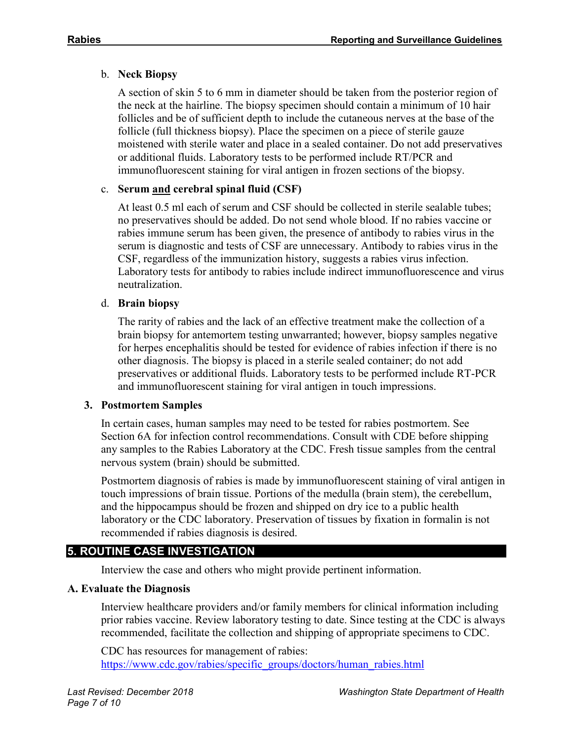b. **Neck Biopsy**

A section of skin 5 to 6 mm in diameter should be taken from the posterior region of the neck at the hairline. The biopsy specimen should contain a minimum of 10 hair follicles and be of sufficient depth to include the cutaneous nerves at the base of the follicle (full thickness biopsy). Place the specimen on a piece of sterile gauze moistened with sterile water and place in a sealed container. Do not add preservatives or additional fluids. Laboratory tests to be performed include RT/PCR and immunofluorescent staining for viral antigen in frozen sections of the biopsy.

c. **Serum <u>and</u> cerebral spinal fluid (CSF)**

At least 0.5 ml each of serum and CSF should be collected in sterile sealable tubes; no preservatives should be added. Do not send whole blood. If no rabies vaccine or rabies immune serum has been given, the presence of antibody to rabies virus in the serum is diagnostic and tests of CSF are unnecessary. Antibody to rabies virus in the CSF, regardless of the immunization history, suggests a rabies virus infection. Laboratory tests for antibody to rabies include indirect immunofluorescence and virus neutralization.

d. **Brain biopsy**

The rarity of rabies and the lack of an effective treatment make the collection of a brain biopsy for antemortem testing unwarranted; however, biopsy samples negative for herpes encephalitis should be tested for evidence of rabies infection if there is no other diagnosis. The biopsy is placed in a sterile sealed container; do not add preservatives or additional fluids. Laboratory tests to be performed include RT-PCR and immunofluorescent staining for viral antigen in touch impressions.

**3. Postmortem Samples**

In certain cases, human samples may need to be tested for rabies postmortem. See Section 6A for infection control recommendations. Consult with CDE before shipping any samples to the Rabies Laboratory at the CDC. Fresh tissue samples from the central nervous system (brain) should be submitted.

Postmortem diagnosis of rabies is made by immunofluorescent staining of viral antigen in touch impressions of brain tissue. Portions of the medulla (brain stem), the cerebellum, and the hippocampus should be frozen and shipped on dry ice to a public health laboratory or the CDC laboratory. Preservation of tissues by fixation in formalin is not recommended if rabies diagnosis is desired.

## 5. ROUTINE CASE INVESTIGATION

Interview the case and others who might provide pertinent information.

### A. Evaluate the Diagnosis

Interview healthcare providers and/or family members for clinical information including prior rabies vaccine. Review laboratory testing to date. Since testing at the CDC is always recommended, facilitate the collection and shipping of appropriate specimens to CDC.

CDC has resources for management of rabies: https://www.cdc.gov/rabies/specific_groups/doctors/human_rabies.html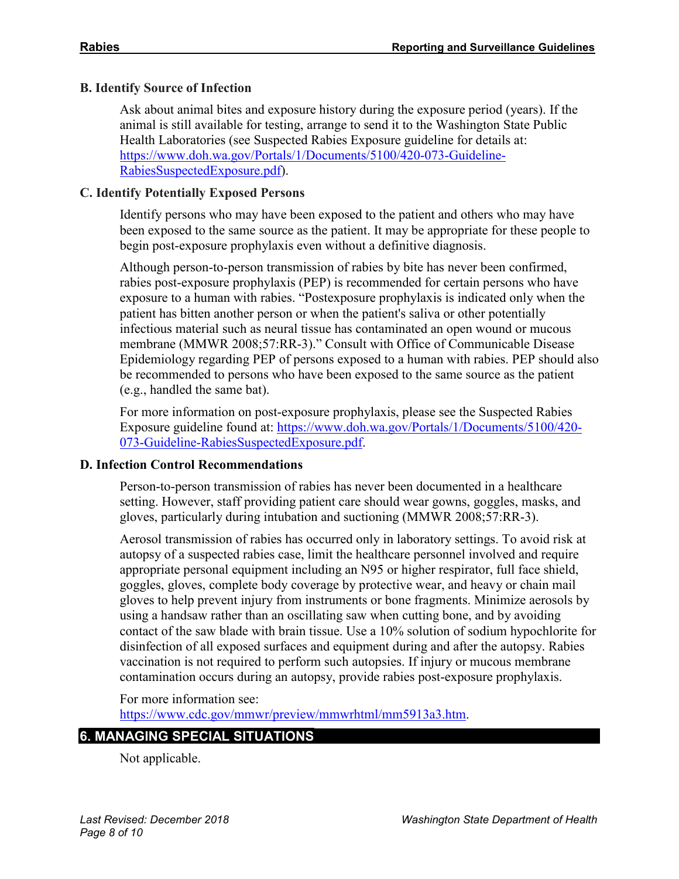### B. Identify Source of Infection

Ask about animal bites and exposure history during the exposure period (years). If the animal is still available for testing, arrange to send it to the Washington State Public Health Laboratories (see Suspected Rabies Exposure guideline for details at: https://www.doh.wa.gov/Portals/1/Documents/5100/420-073-Guideline-RabiesSuspectedExposure.pdf).

### C. Identify Potentially Exposed Persons

Identify persons who may have been exposed to the patient and others who may have been exposed to the same source as the patient. It may be appropriate for these people to begin post-exposure prophylaxis even without a definitive diagnosis.

Although person-to-person transmission of rabies by bite has never been confirmed, rabies post-exposure prophylaxis (PEP) is recommended for certain persons who have exposure to a human with rabies. "Postexposure prophylaxis is indicated only when the patient has bitten another person or when the patient's saliva or other potentially infectious material such as neural tissue has contaminated an open wound or mucous membrane (MMWR 2008;57:RR-3)." Consult with Office of Communicable Disease Epidemiology regarding PEP of persons exposed to a human with rabies. PEP should also be recommended to persons who have been exposed to the same source as the patient (e.g., handled the same bat).

For more information on post-exposure prophylaxis, please see the Suspected Rabies Exposure guideline found at: https://www.doh.wa.gov/Portals/1/Documents/5100/420-073-Guideline-RabiesSuspectedExposure.pdf.

### D. Infection Control Recommendations

Person-to-person transmission of rabies has never been documented in a healthcare setting. However, staff providing patient care should wear gowns, goggles, masks, and gloves, particularly during intubation and suctioning (MMWR 2008;57:RR-3).

Aerosol transmission of rabies has occurred only in laboratory settings. To avoid risk at autopsy of a suspected rabies case, limit the healthcare personnel involved and require appropriate personal equipment including an N95 or higher respirator, full face shield, goggles, gloves, complete body coverage by protective wear, and heavy or chain mail gloves to help prevent injury from instruments or bone fragments. Minimize aerosols by using a handsaw rather than an oscillating saw when cutting bone, and by avoiding contact of the saw blade with brain tissue. Use a 10% solution of sodium hypochlorite for disinfection of all exposed surfaces and equipment during and after the autopsy. Rabies vaccination is not required to perform such autopsies. If injury or mucous membrane contamination occurs during an autopsy, provide rabies post-exposure prophylaxis.

For more information see: https://www.cdc.gov/mmwr/preview/mmwrhtml/mm5913a3.htm.

## 6. MANAGING SPECIAL SITUATIONS

Not applicable.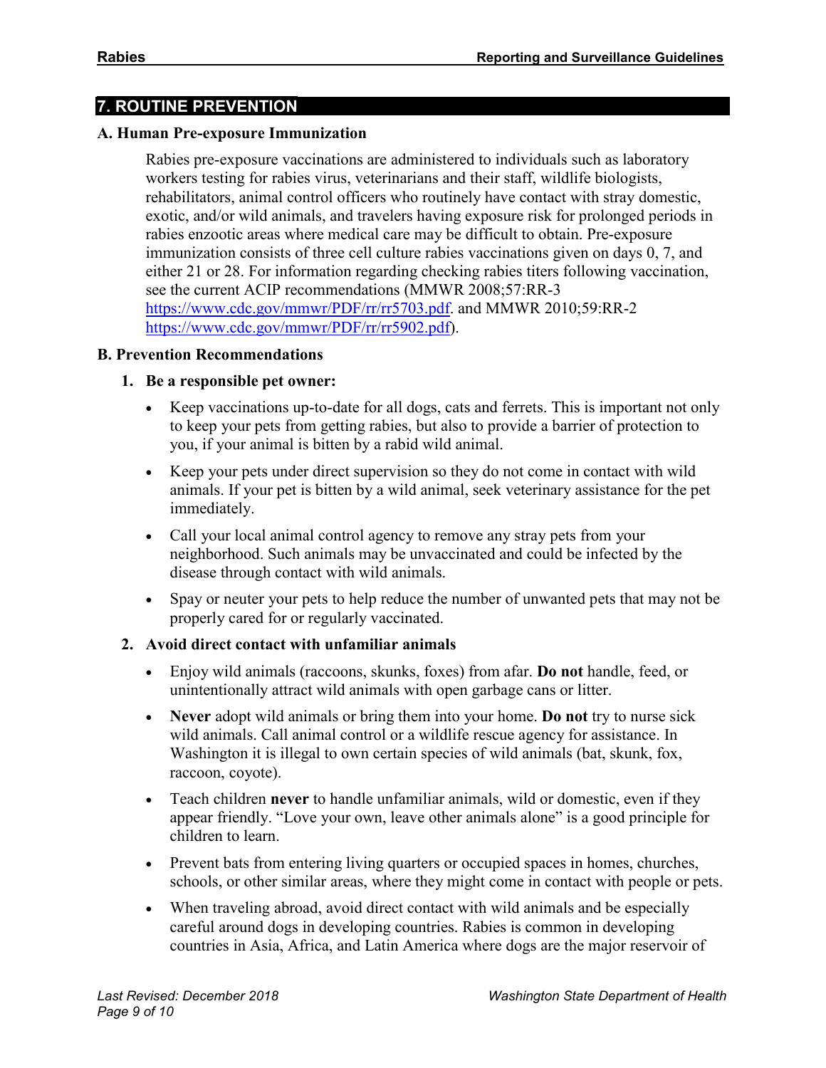## 7. ROUTINE PREVENTION

### A. Human Pre-exposure Immunization

Rabies pre-exposure vaccinations are administered to individuals such as laboratory workers testing for rabies virus, veterinarians and their staff, wildlife biologists, rehabilitators, animal control officers who routinely have contact with stray domestic, exotic, and/or wild animals, and travelers having exposure risk for prolonged periods in rabies enzootic areas where medical care may be difficult to obtain. Pre-exposure immunization consists of three cell culture rabies vaccinations given on days 0, 7, and either 21 or 28. For information regarding checking rabies titers following vaccination, see the current ACIP recommendations (MMWR 2008;57:RR-3 https://www.cdc.gov/mmwr/PDF/rr/rr5703.pdf. and MMWR 2010;59:RR-2 https://www.cdc.gov/mmwr/PDF/rr/rr5902.pdf).

### B. Prevention Recommendations

1. **Be a responsible pet owner:**

   - Keep vaccinations up-to-date for all dogs, cats and ferrets. This is important not only to keep your pets from getting rabies, but also to provide a barrier of protection to you, if your animal is bitten by a rabid wild animal.
   - Keep your pets under direct supervision so they do not come in contact with wild animals. If your pet is bitten by a wild animal, seek veterinary assistance for the pet immediately.
   - Call your local animal control agency to remove any stray pets from your neighborhood. Such animals may be unvaccinated and could be infected by the disease through contact with wild animals.
   - Spay or neuter your pets to help reduce the number of unwanted pets that may not be properly cared for or regularly vaccinated.

2. **Avoid direct contact with unfamiliar animals**

   - Enjoy wild animals (raccoons, skunks, foxes) from afar. **Do not** handle, feed, or unintentionally attract wild animals with open garbage cans or litter.
   - **Never** adopt wild animals or bring them into your home. **Do not** try to nurse sick wild animals. Call animal control or a wildlife rescue agency for assistance. In Washington it is illegal to own certain species of wild animals (bat, skunk, fox, raccoon, coyote).
   - Teach children **never** to handle unfamiliar animals, wild or domestic, even if they appear friendly. "Love your own, leave other animals alone" is a good principle for children to learn.
   - Prevent bats from entering living quarters or occupied spaces in homes, churches, schools, or other similar areas, where they might come in contact with people or pets.
   - When traveling abroad, avoid direct contact with wild animals and be especially careful around dogs in developing countries. Rabies is common in developing countries in Asia, Africa, and Latin America where dogs are the major reservoir of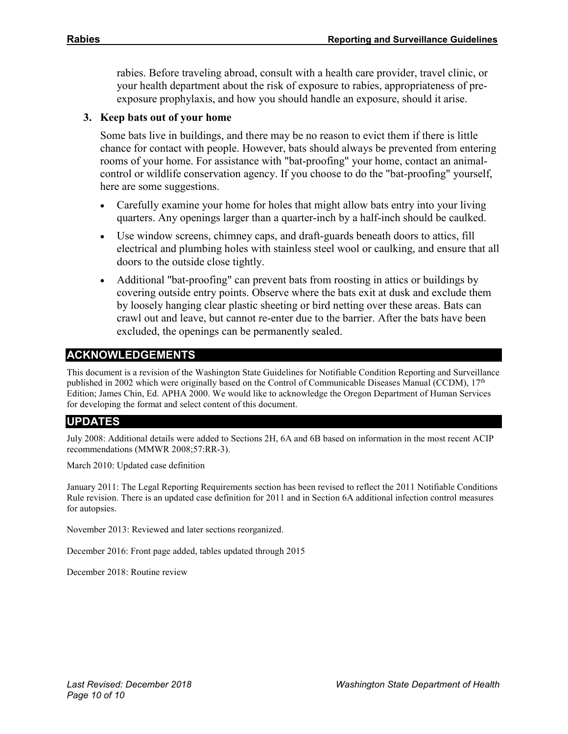rabies. Before traveling abroad, consult with a health care provider, travel clinic, or your health department about the risk of exposure to rabies, appropriateness of pre-exposure prophylaxis, and how you should handle an exposure, should it arise.

3. **Keep bats out of your home**

   Some bats live in buildings, and there may be no reason to evict them if there is little chance for contact with people. However, bats should always be prevented from entering rooms of your home. For assistance with "bat-proofing" your home, contact an animal-control or wildlife conservation agency. If you choose to do the "bat-proofing" yourself, here are some suggestions.

   - Carefully examine your home for holes that might allow bats entry into your living quarters. Any openings larger than a quarter-inch by a half-inch should be caulked.
   - Use window screens, chimney caps, and draft-guards beneath doors to attics, fill electrical and plumbing holes with stainless steel wool or caulking, and ensure that all doors to the outside close tightly.
   - Additional "bat-proofing" can prevent bats from roosting in attics or buildings by covering outside entry points. Observe where the bats exit at dusk and exclude them by loosely hanging clear plastic sheeting or bird netting over these areas. Bats can crawl out and leave, but cannot re-enter due to the barrier. After the bats have been excluded, the openings can be permanently sealed.

## ACKNOWLEDGEMENTS

This document is a revision of the Washington State Guidelines for Notifiable Condition Reporting and Surveillance published in 2002 which were originally based on the Control of Communicable Diseases Manual (CCDM), 17th Edition; James Chin, Ed. APHA 2000. We would like to acknowledge the Oregon Department of Human Services for developing the format and select content of this document.

## UPDATES

July 2008: Additional details were added to Sections 2H, 6A and 6B based on information in the most recent ACIP recommendations (MMWR 2008;57:RR-3).

March 2010: Updated case definition

January 2011: The Legal Reporting Requirements section has been revised to reflect the 2011 Notifiable Conditions Rule revision. There is an updated case definition for 2011 and in Section 6A additional infection control measures for autopsies.

November 2013: Reviewed and later sections reorganized.

December 2016: Front page added, tables updated through 2015

December 2018: Routine review